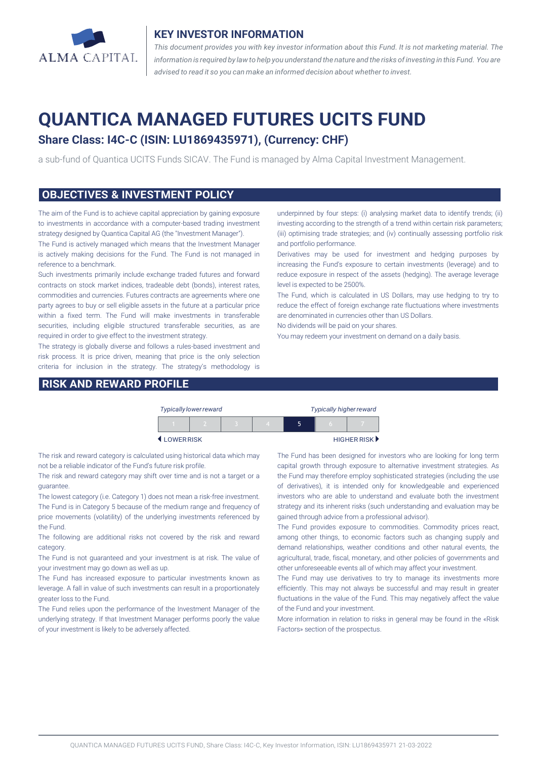## KEY INVESTOR INFORMATION

*This document provides you with key investor information about this Fund. It is not marketing material. The information is required by law to help you understand the nature and the risks of investing in this Fund. You are advised to read it so you can make an informed decision about whether to invest.*

# QUANTICA MANAGED FUTURES UCITS FUND

### Share Class: I4C-C (ISIN: LU1869435971), (Currency: CHF)

a sub-fund of Quantica UCITS Funds SICAV. The Fund is managed by Alma Capital Investment Management.

## OBJECTIVES & INVESTMENT POLICY

The aim of the Fund is to achieve capital appreciation by gaining exposure to investments in accordance with a computer-based trading investment strategy designed by Quantica Capital AG (the "Investment Manager").

The Fund is actively managed which means that the Investment Manager is actively making decisions for the Fund. The Fund is not managed in reference to a benchmark.

Such investments primarily include exchange traded futures and forward contracts on stock market indices, tradeable debt (bonds), interest rates, commodities and currencies. Futures contracts are agreements where one party agrees to buy or sell eligible assets in the future at a particular price within a fixed term. The Fund will make investments in transferable securities, including eligible structured transferable securities, as are required in order to give effect to the investment strategy.

The strategy is globally diverse and follows a rules-based investment and risk process. It is price driven, meaning that price is the only selection criteria for inclusion in the strategy. The strategy's methodology is underpinned by four steps: (i) analysing market data to identify trends; (ii) investing according to the strength of a trend within certain risk parameters; (iii) optimising trade strategies; and (iv) continually assessing portfolio risk and portfolio performance.

Derivatives may be used for investment and hedging purposes by increasing the Fund's exposure to certain investments (leverage) and to reduce exposure in respect of the assets (hedging). The average leverage level is expected to be 2500%.

The Fund, which is calculated in US Dollars, may use hedging to try to reduce the effect of foreign exchange rate fluctuations where investments are denominated in currencies other than US Dollars.

No dividends will be paid on your shares.

You may redeem your investment on demand on a daily basis.

## RISK AND REWARD PROFILE

| *Typically lower reward* | | | | | | *Typically higher reward* |
|---|---|---|---|---|---|---|
| 1 | 2 | 3 | 4 | **5** | 6 | 7 |
| ◀ LOWER RISK | | | | | | HIGHER RISK ▶ |

The risk and reward category is calculated using historical data which may not be a reliable indicator of the Fund's future risk profile.

The risk and reward category may shift over time and is not a target or a guarantee.

The lowest category (i.e. Category 1) does not mean a risk-free investment.

The Fund is in Category 5 because of the medium range and frequency of price movements (volatility) of the underlying investments referenced by the Fund.

The following are additional risks not covered by the risk and reward category.

The Fund is not guaranteed and your investment is at risk. The value of your investment may go down as well as up.

The Fund has increased exposure to particular investments known as leverage. A fall in value of such investments can result in a proportionately greater loss to the Fund.

The Fund relies upon the performance of the Investment Manager of the underlying strategy. If that Investment Manager performs poorly the value of your investment is likely to be adversely affected.

The Fund has been designed for investors who are looking for long term capital growth through exposure to alternative investment strategies. As the Fund may therefore employ sophisticated strategies (including the use of derivatives), it is intended only for knowledgeable and experienced investors who are able to understand and evaluate both the investment strategy and its inherent risks (such understanding and evaluation may be gained through advice from a professional advisor).

The Fund provides exposure to commodities. Commodity prices react, among other things, to economic factors such as changing supply and demand relationships, weather conditions and other natural events, the agricultural, trade, fiscal, monetary, and other policies of governments and other unforeseeable events all of which may affect your investment.

The Fund may use derivatives to try to manage its investments more efficiently. This may not always be successful and may result in greater fluctuations in the value of the Fund. This may negatively affect the value of the Fund and your investment.

More information in relation to risks in general may be found in the «Risk Factors» section of the prospectus.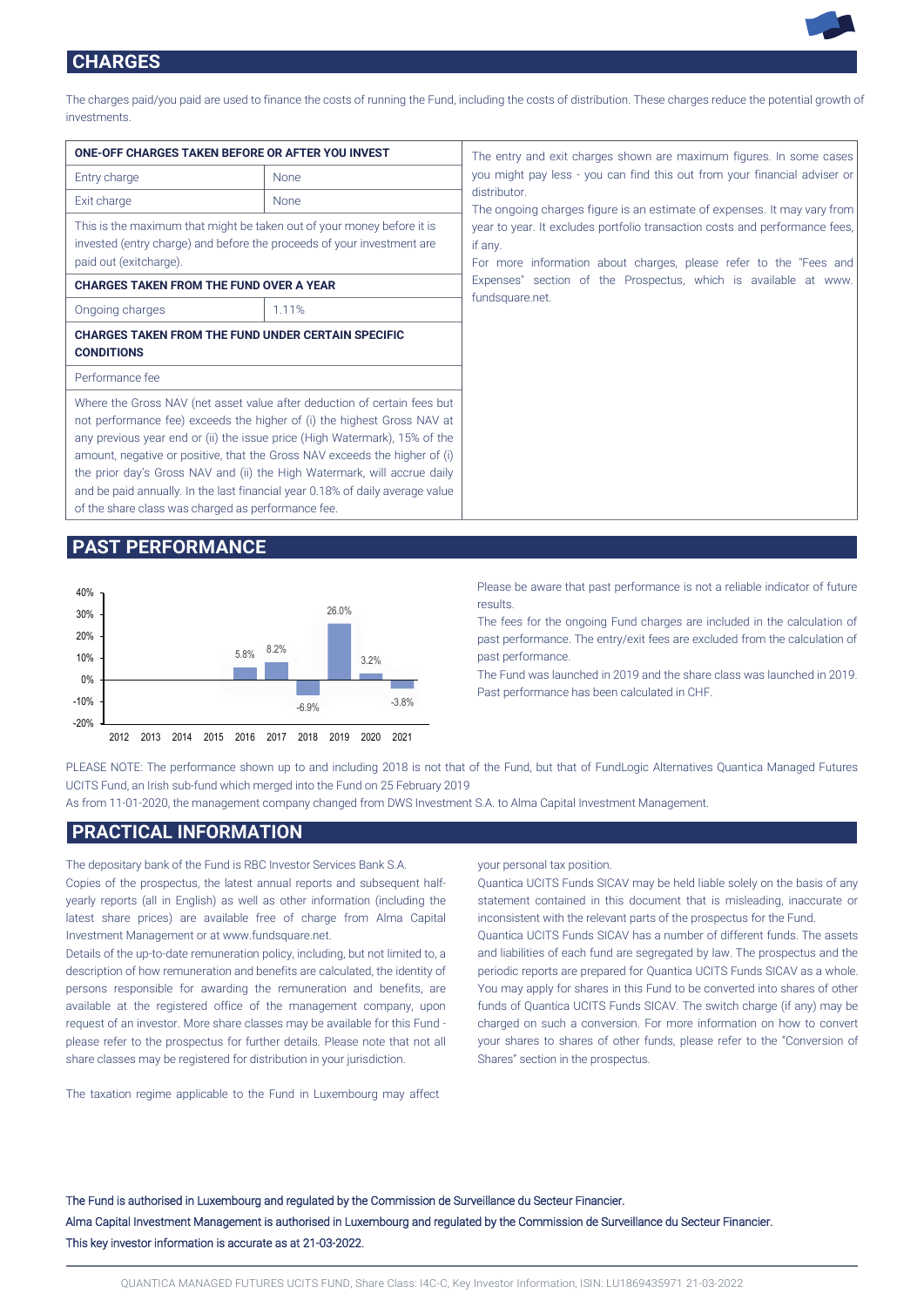## CHARGES

The charges paid/you paid are used to finance the costs of running the Fund, including the costs of distribution. These charges reduce the potential growth of investments.

| ONE-OFF CHARGES TAKEN BEFORE OR AFTER YOU INVEST | |
|---|---|
| Entry charge | None |
| Exit charge | None |
| This is the maximum that might be taken out of your money before it is invested (entry charge) and before the proceeds of your investment are paid out (exitcharge). | |
| **CHARGES TAKEN FROM THE FUND OVER A YEAR** | |
| Ongoing charges | 1.11% |
| **CHARGES TAKEN FROM THE FUND UNDER CERTAIN SPECIFIC CONDITIONS** | |
| Performance fee | |
| Where the Gross NAV (net asset value after deduction of certain fees but not performance fee) exceeds the higher of (i) the highest Gross NAV at any previous year end or (ii) the issue price (High Watermark), 15% of the amount, negative or positive, that the Gross NAV exceeds the higher of (i) the prior day's Gross NAV and (ii) the High Watermark, will accrue daily and be paid annually. In the last financial year 0.18% of daily average value of the share class was charged as performance fee. | |

The entry and exit charges shown are maximum figures. In some cases you might pay less - you can find this out from your financial adviser or distributor.

The ongoing charges figure is an estimate of expenses. It may vary from year to year. It excludes portfolio transaction costs and performance fees, if any.

For more information about charges, please refer to the "Fees and Expenses" section of the Prospectus, which is available at www.fundsquare.net.

## PAST PERFORMANCE

40%
30%
20%
10%
0%
-10%
-20%

2012 2013 2014 2015 2016 2017 2018 2019 2020 2021

5.8% 8.2% -6.9% 26.0% 3.2% -3.8%

Please be aware that past performance is not a reliable indicator of future results.

The fees for the ongoing Fund charges are included in the calculation of past performance. The entry/exit fees are excluded from the calculation of past performance.

The Fund was launched in 2019 and the share class was launched in 2019. Past performance has been calculated in CHF.

PLEASE NOTE: The performance shown up to and including 2018 is not that of the Fund, but that of FundLogic Alternatives Quantica Managed Futures UCITS Fund, an Irish sub-fund which merged into the Fund on 25 February 2019

As from 11-01-2020, the management company changed from DWS Investment S.A. to Alma Capital Investment Management.

## PRACTICAL INFORMATION

The depositary bank of the Fund is RBC Investor Services Bank S.A.

Copies of the prospectus, the latest annual reports and subsequent half-yearly reports (all in English) as well as other information (including the latest share prices) are available free of charge from Alma Capital Investment Management or at www.fundsquare.net.

Details of the up-to-date remuneration policy, including, but not limited to, a description of how remuneration and benefits are calculated, the identity of persons responsible for awarding the remuneration and benefits, are available at the registered office of the management company, upon request of an investor. More share classes may be available for this Fund - please refer to the prospectus for further details. Please note that not all share classes may be registered for distribution in your jurisdiction.

The taxation regime applicable to the Fund in Luxembourg may affect your personal tax position.

Quantica UCITS Funds SICAV may be held liable solely on the basis of any statement contained in this document that is misleading, inaccurate or inconsistent with the relevant parts of the prospectus for the Fund.

Quantica UCITS Funds SICAV has a number of different funds. The assets and liabilities of each fund are segregated by law. The prospectus and the periodic reports are prepared for Quantica UCITS Funds SICAV as a whole. You may apply for shares in this Fund to be converted into shares of other funds of Quantica UCITS Funds SICAV. The switch charge (if any) may be charged on such a conversion. For more information on how to convert your shares to shares of other funds, please refer to the "Conversion of Shares" section in the prospectus.

The Fund is authorised in Luxembourg and regulated by the Commission de Surveillance du Secteur Financier.
Alma Capital Investment Management is authorised in Luxembourg and regulated by the Commission de Surveillance du Secteur Financier.
This key investor information is accurate as at 21-03-2022.